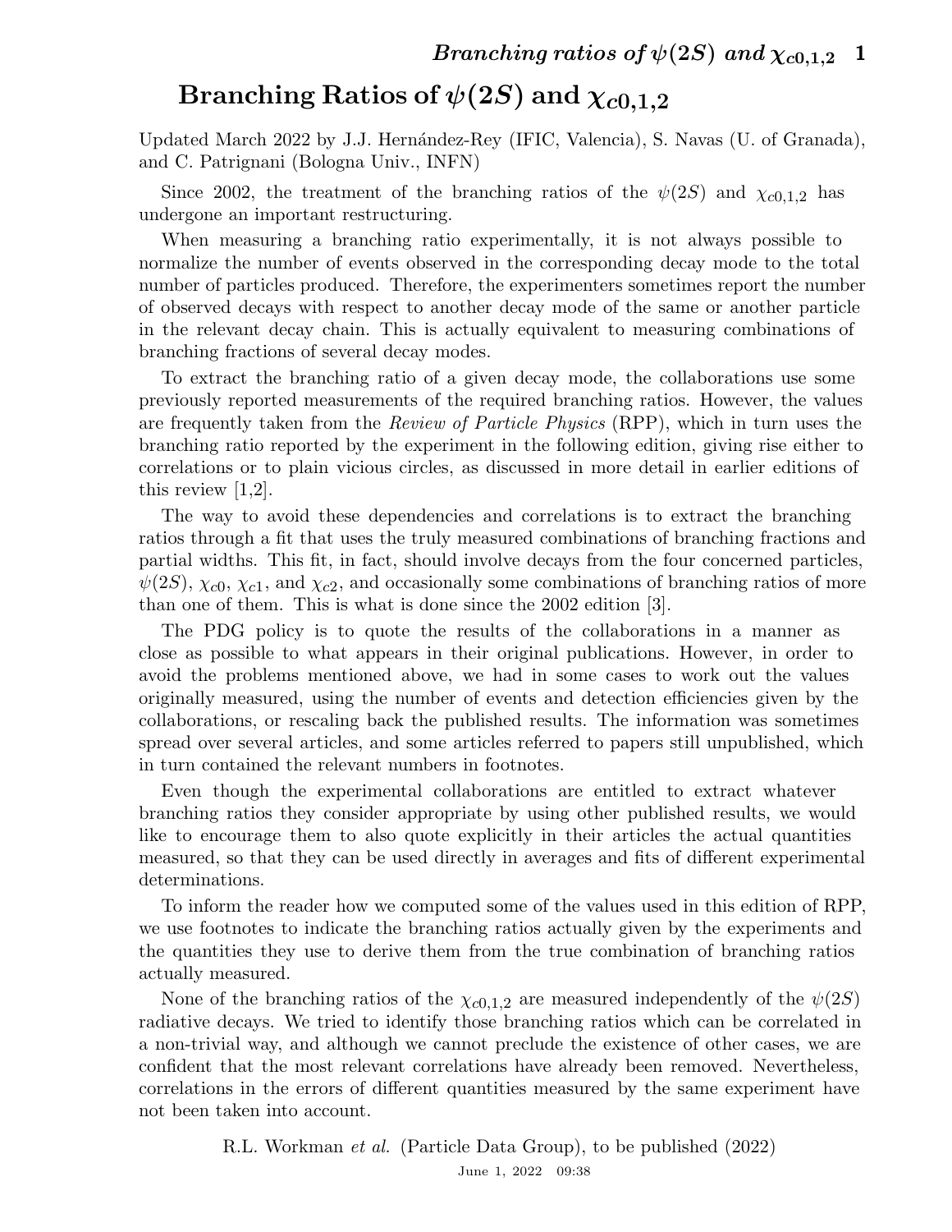# Branching Ratios of $\psi(2S)$ and $\chi_{c0,1,2}$

Updated March 2022 by J.J. Hernández-Rey (IFIC, Valencia), S. Navas (U. of Granada), and C. Patrignani (Bologna Univ., INFN)

Since 2002, the treatment of the branching ratios of the $\psi(2S)$ and $\chi_{c0,1,2}$ has undergone an important restructuring.

When measuring a branching ratio experimentally, it is not always possible to normalize the number of events observed in the corresponding decay mode to the total number of particles produced. Therefore, the experimenters sometimes report the number of observed decays with respect to another decay mode of the same or another particle in the relevant decay chain. This is actually equivalent to measuring combinations of branching fractions of several decay modes.

To extract the branching ratio of a given decay mode, the collaborations use some previously reported measurements of the required branching ratios. However, the values are frequently taken from the *Review of Particle Physics* (RPP), which in turn uses the branching ratio reported by the experiment in the following edition, giving rise either to correlations or to plain vicious circles, as discussed in more detail in earlier editions of this review [1,2].

The way to avoid these dependencies and correlations is to extract the branching ratios through a fit that uses the truly measured combinations of branching fractions and partial widths. This fit, in fact, should involve decays from the four concerned particles, $\psi(2S)$, $\chi_{c0}$, $\chi_{c1}$, and $\chi_{c2}$, and occasionally some combinations of branching ratios of more than one of them. This is what is done since the 2002 edition [3].

The PDG policy is to quote the results of the collaborations in a manner as close as possible to what appears in their original publications. However, in order to avoid the problems mentioned above, we had in some cases to work out the values originally measured, using the number of events and detection efficiencies given by the collaborations, or rescaling back the published results. The information was sometimes spread over several articles, and some articles referred to papers still unpublished, which in turn contained the relevant numbers in footnotes.

Even though the experimental collaborations are entitled to extract whatever branching ratios they consider appropriate by using other published results, we would like to encourage them to also quote explicitly in their articles the actual quantities measured, so that they can be used directly in averages and fits of different experimental determinations.

To inform the reader how we computed some of the values used in this edition of RPP, we use footnotes to indicate the branching ratios actually given by the experiments and the quantities they use to derive them from the true combination of branching ratios actually measured.

None of the branching ratios of the $\chi_{c0,1,2}$ are measured independently of the $\psi(2S)$ radiative decays. We tried to identify those branching ratios which can be correlated in a non-trivial way, and although we cannot preclude the existence of other cases, we are confident that the most relevant correlations have already been removed. Nevertheless, correlations in the errors of different quantities measured by the same experiment have not been taken into account.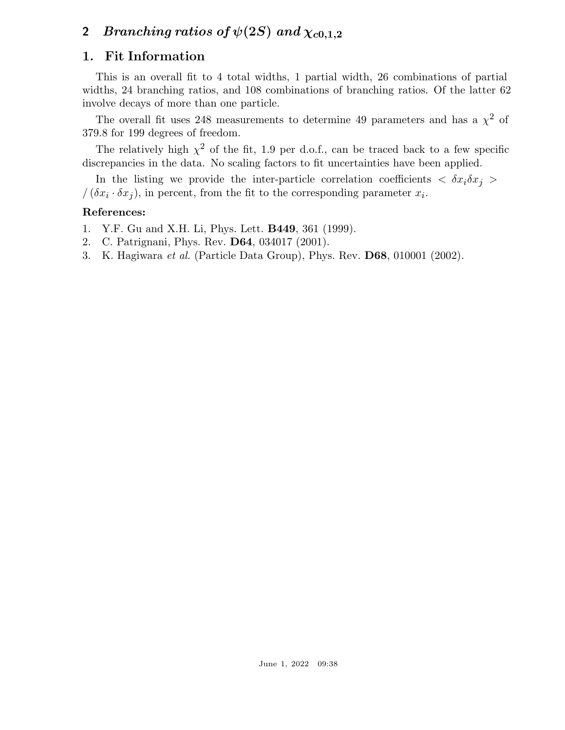# 2 *Branching ratios of $\psi(2S)$ and $\chi_{c0,1,2}$*

## 1. Fit Information

This is an overall fit to 4 total widths, 1 partial width, 26 combinations of partial widths, 24 branching ratios, and 108 combinations of branching ratios. Of the latter 62 involve decays of more than one particle.

The overall fit uses 248 measurements to determine 49 parameters and has a $\chi^2$ of 379.8 for 199 degrees of freedom.

The relatively high $\chi^2$ of the fit, 1.9 per d.o.f., can be traced back to a few specific discrepancies in the data. No scaling factors to fit uncertainties have been applied.

In the listing we provide the inter-particle correlation coefficients $< \delta x_i \delta x_j > / (\delta x_i \cdot \delta x_j)$, in percent, from the fit to the corresponding parameter $x_i$.

**References:**

1. Y.F. Gu and X.H. Li, Phys. Lett. **B449**, 361 (1999).
2. C. Patrignani, Phys. Rev. **D64**, 034017 (2001).
3. K. Hagiwara *et al.* (Particle Data Group), Phys. Rev. **D68**, 010001 (2002).